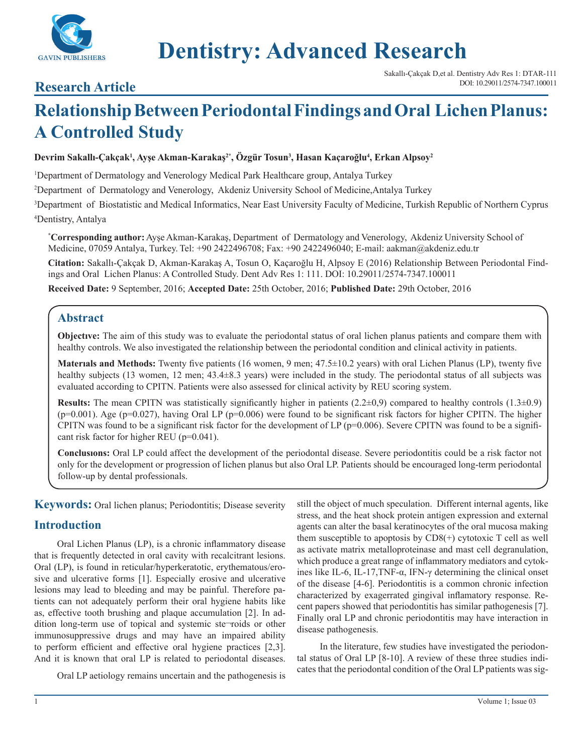# Relationship Between Periodontal Findings and Oral Lichen Planus: A Controlled Study

**Research Article**

**Devrim Sakallı-Çakçak[1], Ayşe Akman-Karakaş[2*], Özgür Tosun[3], Hasan Kaçaroğlu[4], Erkan Alpsoy[2]**

[1]Department of Dermatology and Venerology Medical Park Healthcare group, Antalya Turkey

[2]Department of Dermatology and Venerology, Akdeniz University School of Medicine,Antalya Turkey

[3]Department of Biostatistic and Medical Informatics, Near East University Faculty of Medicine, Turkish Republic of Northern Cyprus

[4]Dentistry, Antalya

**[*]Corresponding author:** Ayşe Akman-Karakaş, Department of Dermatology and Venerology, Akdeniz University School of Medicine, 07059 Antalya, Turkey. Tel: +90 2422496708; Fax: +90 2422496040; E-mail: aakman@akdeniz.edu.tr

**Citation:** Sakallı-Çakçak D, Akman-Karakaş A, Tosun O, Kaçaroğlu H, Alpsoy E (2016) Relationship Between Periodontal Findings and Oral Lichen Planus: A Controlled Study. Dent Adv Res 1: 111. DOI: 10.29011/2574-7347.100011

**Received Date:** 9 September, 2016; **Accepted Date:** 25th October, 2016; **Published Date:** 29th October, 2016

## Abstract

**Objectıve:** The aim of this study was to evaluate the periodontal status of oral lichen planus patients and compare them with healthy controls. We also investigated the relationship between the periodontal condition and clinical activity in patients.

**Materıals and Methods:** Twenty five patients (16 women, 9 men; 47.5±10.2 years) with oral Lichen Planus (LP), twenty five healthy subjects (13 women, 12 men; 43.4±8.3 years) were included in the study. The periodontal status of all subjects was evaluated according to CPITN. Patients were also assessed for clinical activity by REU scoring system.

**Results:** The mean CPITN was statistically significantly higher in patients (2.2±0,9) compared to healthy controls (1.3±0.9) (p=0.001). Age (p=0.027), having Oral LP (p=0.006) were found to be significant risk factors for higher CPITN. The higher CPITN was found to be a significant risk factor for the development of LP (p=0.006). Severe CPITN was found to be a significant risk factor for higher REU (p=0.041).

**Conclusıons:** Oral LP could affect the development of the periodontal disease. Severe periodontitis could be a risk factor not only for the development or progression of lichen planus but also Oral LP. Patients should be encouraged long-term periodontal follow-up by dental professionals.

**Keywords:** Oral lichen planus; Periodontitis; Disease severity

## Introduction

Oral Lichen Planus (LP), is a chronic inflammatory disease that is frequently detected in oral cavity with recalcitrant lesions. Oral (LP), is found in reticular/hyperkeratotic, erythematous/erosive and ulcerative forms [1]. Especially erosive and ulcerative lesions may lead to bleeding and may be painful. Therefore patients can not adequately perform their oral hygiene habits like as, effective tooth brushing and plaque accumulation [2]. In addition long-term use of topical and systemic ste¬roids or other immunosuppressive drugs and may have an impaired ability to perform efficient and effective oral hygiene practices [2,3]. And it is known that oral LP is related to periodontal diseases.

Oral LP aetiology remains uncertain and the pathogenesis is still the object of much speculation. Different internal agents, like stress, and the heat shock protein antigen expression and external agents can alter the basal keratinocytes of the oral mucosa making them susceptible to apoptosis by CD8(+) cytotoxic T cell as well as activate matrix metalloproteinase and mast cell degranulation, which produce a great range of inflammatory mediators and cytokines like IL-6, IL-17,TNF-α, IFN-γ determining the clinical onset of the disease [4-6]. Periodontitis is a common chronic infection characterized by exagerrated gingival inflamatory response. Recent papers showed that periodontitis has similar pathogenesis [7]. Finally oral LP and chronic periodontitis may have interaction in disease pathogenesis.

In the literature, few studies have investigated the periodontal status of Oral LP [8-10]. A review of these three studies indicates that the periodontal condition of the Oral LP patients was sig-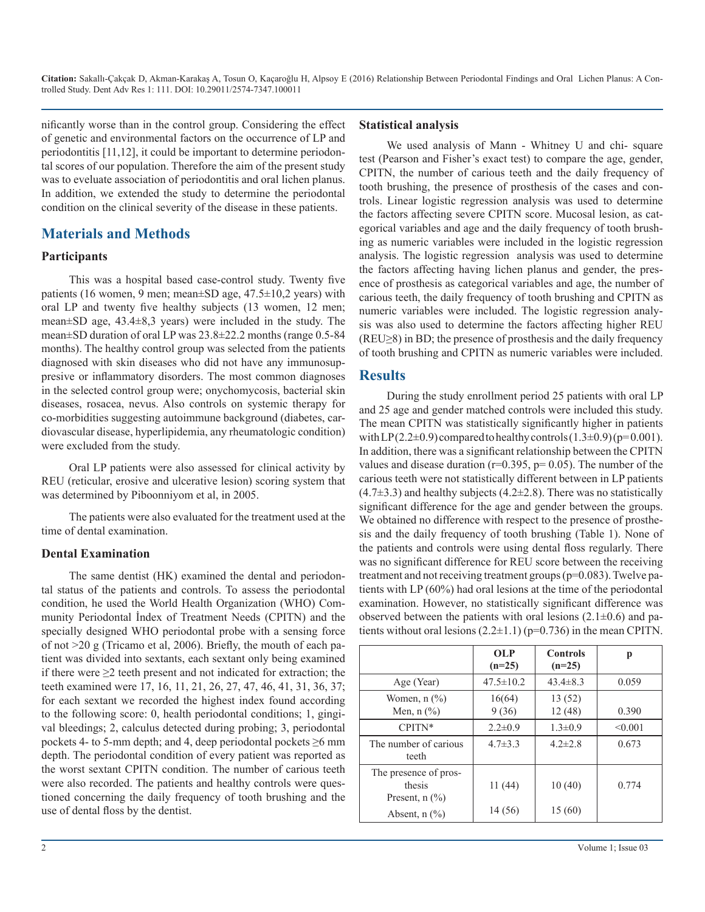nificantly worse than in the control group. Considering the effect of genetic and environmental factors on the occurrence of LP and periodontitis [11,12], it could be important to determine periodontal scores of our population. Therefore the aim of the present study was to eveluate association of periodontitis and oral lichen planus. In addition, we extended the study to determine the periodontal condition on the clinical severity of the disease in these patients.

## Materials and Methods

### Participants

This was a hospital based case-control study. Twenty five patients (16 women, 9 men; mean±SD age, 47.5±10,2 years) with oral LP and twenty five healthy subjects (13 women, 12 men; mean±SD age, 43.4±8,3 years) were included in the study. The mean±SD duration of oral LP was 23.8±22.2 months (range 0.5-84 months). The healthy control group was selected from the patients diagnosed with skin diseases who did not have any immunosuppresive or inflammatory disorders. The most common diagnoses in the selected control group were; onychomycosis, bacterial skin diseases, rosacea, nevus. Also controls on systemic therapy for co-morbidities suggesting autoimmune background (diabetes, cardiovascular disease, hyperlipidemia, any rheumatologic condition) were excluded from the study.

Oral LP patients were also assessed for clinical activity by REU (reticular, erosive and ulcerative lesion) scoring system that was determined by Piboonniyom et al, in 2005.

The patients were also evaluated for the treatment used at the time of dental examination.

### Dental Examination

The same dentist (HK) examined the dental and periodontal status of the patients and controls. To assess the periodontal condition, he used the World Health Organization (WHO) Community Periodontal İndex of Treatment Needs (CPITN) and the specially designed WHO periodontal probe with a sensing force of not >20 g (Tricamo et al, 2006). Briefly, the mouth of each patient was divided into sextants, each sextant only being examined if there were ≥2 teeth present and not indicated for extraction; the teeth examined were 17, 16, 11, 21, 26, 27, 47, 46, 41, 31, 36, 37; for each sextant we recorded the highest index found according to the following score: 0, health periodontal conditions; 1, gingival bleedings; 2, calculus detected during probing; 3, periodontal pockets 4- to 5-mm depth; and 4, deep periodontal pockets ≥6 mm depth. The periodontal condition of every patient was reported as the worst sextant CPITN condition. The number of carious teeth were also recorded. The patients and healthy controls were questioned concerning the daily frequency of tooth brushing and the use of dental floss by the dentist.

### Statistical analysis

We used analysis of Mann - Whitney U and chi- square test (Pearson and Fisher's exact test) to compare the age, gender, CPITN, the number of carious teeth and the daily frequency of tooth brushing, the presence of prosthesis of the cases and controls. Linear logistic regression analysis was used to determine the factors affecting severe CPITN score. Mucosal lesion, as categorical variables and age and the daily frequency of tooth brushing as numeric variables were included in the logistic regression analysis. The logistic regression analysis was used to determine the factors affecting having lichen planus and gender, the presence of prosthesis as categorical variables and age, the number of carious teeth, the daily frequency of tooth brushing and CPITN as numeric variables were included. The logistic regression analysis was also used to determine the factors affecting higher REU (REU≥8) in BD; the presence of prosthesis and the daily frequency of tooth brushing and CPITN as numeric variables were included.

## Results

During the study enrollment period 25 patients with oral LP and 25 age and gender matched controls were included this study. The mean CPITN was statistically significantly higher in patients with LP (2.2±0.9) compared to healthy controls (1.3±0.9) ($p=0.001$). In addition, there was a significant relationship between the CPITN values and disease duration ($r=0.395$, $p=0.05$). The number of the carious teeth were not statistically different between in LP patients (4.7±3.3) and healthy subjects (4.2±2.8). There was no statistically significant difference for the age and gender between the groups. We obtained no difference with respect to the presence of prosthesis and the daily frequency of tooth brushing (Table 1). None of the patients and controls were using dental floss regularly. There was no significant difference for REU score between the receiving treatment and not receiving treatment groups ($p=0.083$). Twelve patients with LP (60%) had oral lesions at the time of the periodontal examination. However, no statistically significant difference was observed between the patients with oral lesions (2.1±0.6) and patients without oral lesions (2.2±1.1) ($p=0.736$) in the mean CPITN.

| | OLP (n=25) | Controls (n=25) | p |
|---|---|---|---|
| Age (Year) | 47.5±10.2 | 43.4±8.3 | 0.059 |
| Women, n (%)<br>Men, n (%) | 16(64)<br>9 (36) | 13 (52)<br>12 (48) | 0.390 |
| CPITN* | 2.2±0.9 | 1.3±0.9 | <0.001 |
| The number of carious teeth | 4.7±3.3 | 4.2±2.8 | 0.673 |
| The presence of prosthesis<br>Present, n (%)<br>Absent, n (%) | 11 (44)<br>14 (56) | 10 (40)<br>15 (60) | 0.774 |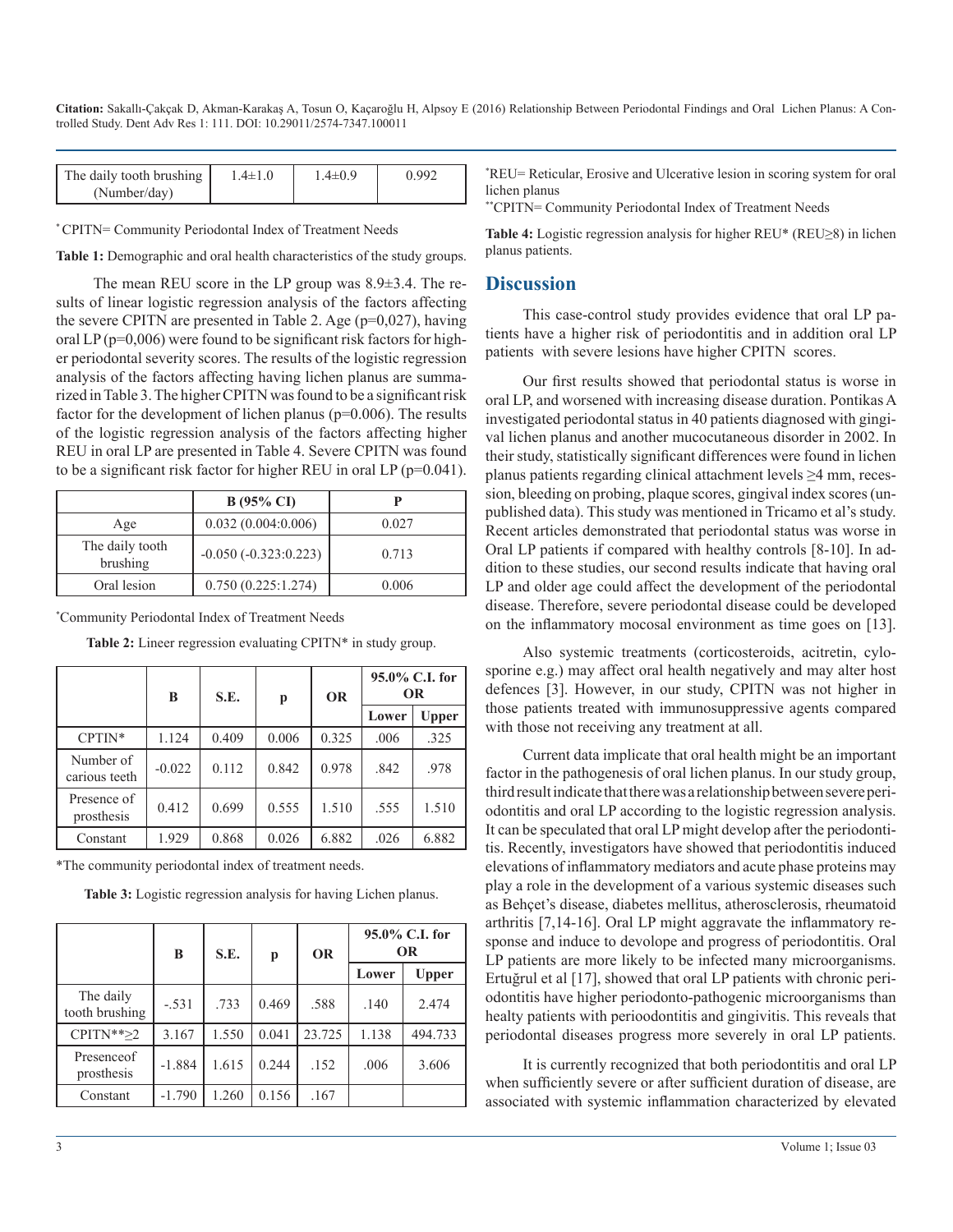| The daily tooth brushing (Number/day) | 1.4±1.0 | 1.4±0.9 | 0.992 |
|---|---|---|---|

* CPITN= Community Periodontal Index of Treatment Needs

**Table 1:** Demographic and oral health characteristics of the study groups.

The mean REU score in the LP group was 8.9±3.4. The results of linear logistic regression analysis of the factors affecting the severe CPITN are presented in Table 2. Age (p=0,027), having oral LP (p=0,006) were found to be significant risk factors for higher periodontal severity scores. The results of the logistic regression analysis of the factors affecting having lichen planus are summarized in Table 3. The higher CPITN was found to be a significant risk factor for the development of lichen planus (p=0.006). The results of the logistic regression analysis of the factors affecting higher REU in oral LP are presented in Table 4. Severe CPITN was found to be a significant risk factor for higher REU in oral LP (p=0.041).

| | B (95% CI) | P |
|---|---|---|
| Age | 0.032 (0.004:0.006) | 0.027 |
| The daily tooth brushing | -0.050 (-0.323:0.223) | 0.713 |
| Oral lesion | 0.750 (0.225:1.274) | 0.006 |

*Community Periodontal Index of Treatment Needs

**Table 2:** Lineer regression evaluating CPITN* in study group.

| | B | S.E. | p | OR | 95.0% C.I. for OR | |
|---|---|---|---|---|---|---|
| | | | | | Lower | Upper |
| CPTIN* | 1.124 | 0.409 | 0.006 | 0.325 | .006 | .325 |
| Number of carious teeth | -0.022 | 0.112 | 0.842 | 0.978 | .842 | .978 |
| Presence of prosthesis | 0.412 | 0.699 | 0.555 | 1.510 | .555 | 1.510 |
| Constant | 1.929 | 0.868 | 0.026 | 6.882 | .026 | 6.882 |

*The community periodontal index of treatment needs.

**Table 3:** Logistic regression analysis for having Lichen planus.

| | B | S.E. | p | OR | 95.0% C.I. for OR | |
|---|---|---|---|---|---|---|
| | | | | | Lower | Upper |
| The daily tooth brushing | -.531 | .733 | 0.469 | .588 | .140 | 2.474 |
| CPITN**≥2 | 3.167 | 1.550 | 0.041 | 23.725 | 1.138 | 494.733 |
| Presenceof prosthesis | -1.884 | 1.615 | 0.244 | .152 | .006 | 3.606 |
| Constant | -1.790 | 1.260 | 0.156 | .167 | | |

*REU= Reticular, Erosive and Ulcerative lesion in scoring system for oral lichen planus

**CPITN= Community Periodontal Index of Treatment Needs

**Table 4:** Logistic regression analysis for higher REU* (REU≥8) in lichen planus patients.

## Discussion

This case-control study provides evidence that oral LP patients have a higher risk of periodontitis and in addition oral LP patients with severe lesions have higher CPITN scores.

Our first results showed that periodontal status is worse in oral LP, and worsened with increasing disease duration. Pontikas A investigated periodontal status in 40 patients diagnosed with gingival lichen planus and another mucocutaneous disorder in 2002. In their study, statistically significant differences were found in lichen planus patients regarding clinical attachment levels ≥4 mm, recession, bleeding on probing, plaque scores, gingival index scores (unpublished data). This study was mentioned in Tricamo et al's study. Recent articles demonstrated that periodontal status was worse in Oral LP patients if compared with healthy controls [8-10]. In addition to these studies, our second results indicate that having oral LP and older age could affect the development of the periodontal disease. Therefore, severe periodontal disease could be developed on the inflammatory mocosal environment as time goes on [13].

Also systemic treatments (corticosteroids, acitretin, cylosporine e.g.) may affect oral health negatively and may alter host defences [3]. However, in our study, CPITN was not higher in those patients treated with immunosuppressive agents compared with those not receiving any treatment at all.

Current data implicate that oral health might be an important factor in the pathogenesis of oral lichen planus. In our study group, third result indicate that there was a relationship between severe periodontitis and oral LP according to the logistic regression analysis. It can be speculated that oral LP might develop after the periodontitis. Recently, investigators have showed that periodontitis induced elevations of inflammatory mediators and acute phase proteins may play a role in the development of a various systemic diseases such as Behçet's disease, diabetes mellitus, atherosclerosis, rheumatoid arthritis [7,14-16]. Oral LP might aggravate the inflammatory response and induce to devolope and progress of periodontitis. Oral LP patients are more likely to be infected many microorganisms. Ertuğrul et al [17], showed that oral LP patients with chronic periodontitis have higher periodonto-pathogenic microorganisms than healty patients with perioodontitis and gingivitis. This reveals that periodontal diseases progress more severely in oral LP patients.

It is currently recognized that both periodontitis and oral LP when sufficiently severe or after sufficient duration of disease, are associated with systemic inflammation characterized by elevated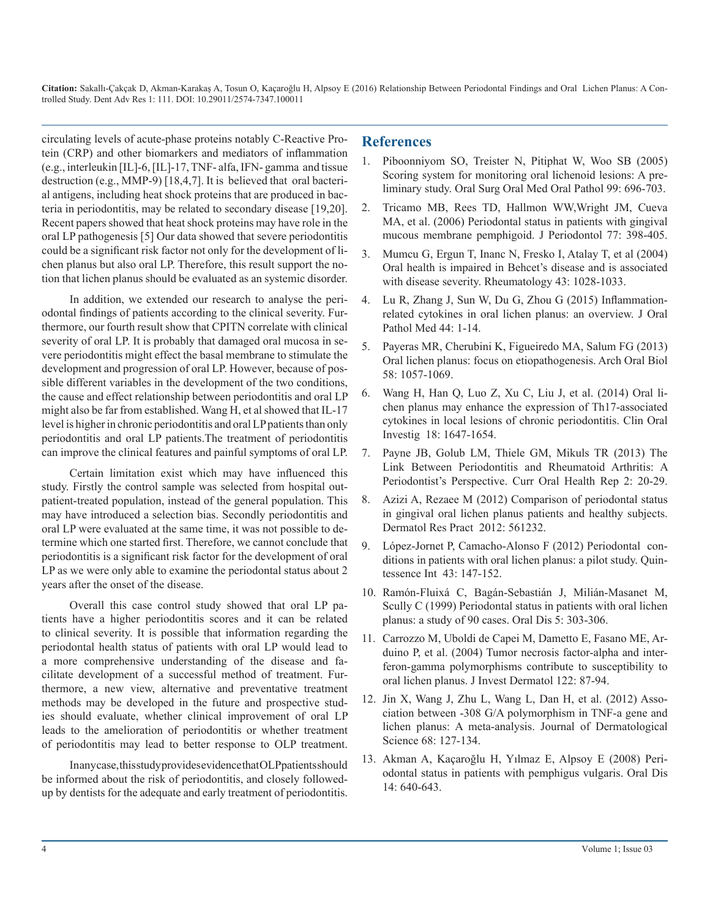circulating levels of acute-phase proteins notably C-Reactive Protein (CRP) and other biomarkers and mediators of inflammation (e.g., interleukin [IL]-6, [IL]-17, TNF- alfa, IFN- gamma and tissue destruction (e.g., MMP-9) [18,4,7]. It is believed that oral bacterial antigens, including heat shock proteins that are produced in bacteria in periodontitis, may be related to secondary disease [19,20]. Recent papers showed that heat shock proteins may have role in the oral LP pathogenesis [5] Our data showed that severe periodontitis could be a significant risk factor not only for the development of lichen planus but also oral LP. Therefore, this result support the notion that lichen planus should be evaluated as an systemic disorder.

In addition, we extended our research to analyse the periodontal findings of patients according to the clinical severity. Furthermore, our fourth result show that CPITN correlate with clinical severity of oral LP. It is probably that damaged oral mucosa in severe periodontitis might effect the basal membrane to stimulate the development and progression of oral LP. However, because of possible different variables in the development of the two conditions, the cause and effect relationship between periodontitis and oral LP might also be far from established. Wang H, et al showed that IL-17 level is higher in chronic periodontitis and oral LP patients than only periodontitis and oral LP patients.The treatment of periodontitis can improve the clinical features and painful symptoms of oral LP.

Certain limitation exist which may have influenced this study. Firstly the control sample was selected from hospital outpatient-treated population, instead of the general population. This may have introduced a selection bias. Secondly periodontitis and oral LP were evaluated at the same time, it was not possible to determine which one started first. Therefore, we cannot conclude that periodontitis is a significant risk factor for the development of oral LP as we were only able to examine the periodontal status about 2 years after the onset of the disease.

Overall this case control study showed that oral LP patients have a higher periodontitis scores and it can be related to clinical severity. It is possible that information regarding the periodontal health status of patients with oral LP would lead to a more comprehensive understanding of the disease and facilitate development of a successful method of treatment. Furthermore, a new view, alternative and preventative treatment methods may be developed in the future and prospective studies should evaluate, whether clinical improvement of oral LP leads to the amelioration of periodontitis or whether treatment of periodontitis may lead to better response to OLP treatment.

Inanycase,thisstudyprovidesevidencethatOLPpatientsshould be informed about the risk of periodontitis, and closely followed-up by dentists for the adequate and early treatment of periodontitis.

## References

1. Piboonniyom SO, Treister N, Pitiphat W, Woo SB (2005) Scoring system for monitoring oral lichenoid lesions: A preliminary study. Oral Surg Oral Med Oral Pathol 99: 696-703.
2. Tricamo MB, Rees TD, Hallmon WW,Wright JM, Cueva MA, et al. (2006) Periodontal status in patients with gingival mucous membrane pemphigoid. J Periodontol 77: 398-405.
3. Mumcu G, Ergun T, Inanc N, Fresko I, Atalay T, et al (2004) Oral health is impaired in Behcet's disease and is associated with disease severity. Rheumatology 43: 1028-1033.
4. Lu R, Zhang J, Sun W, Du G, Zhou G (2015) Inflammation-related cytokines in oral lichen planus: an overview. J Oral Pathol Med 44: 1-14.
5. Payeras MR, Cherubini K, Figueiredo MA, Salum FG (2013) Oral lichen planus: focus on etiopathogenesis. Arch Oral Biol 58: 1057-1069.
6. Wang H, Han Q, Luo Z, Xu C, Liu J, et al. (2014) Oral lichen planus may enhance the expression of Th17-associated cytokines in local lesions of chronic periodontitis. Clin Oral Investig 18: 1647-1654.
7. Payne JB, Golub LM, Thiele GM, Mikuls TR (2013) The Link Between Periodontitis and Rheumatoid Arthritis: A Periodontist's Perspective. Curr Oral Health Rep 2: 20-29.
8. Azizi A, Rezaee M (2012) Comparison of periodontal status in gingival oral lichen planus patients and healthy subjects. Dermatol Res Pract 2012: 561232.
9. López-Jornet P, Camacho-Alonso F (2012) Periodontal conditions in patients with oral lichen planus: a pilot study. Quintessence Int 43: 147-152.
10. Ramón-Fluixá C, Bagán-Sebastián J, Milián-Masanet M, Scully C (1999) Periodontal status in patients with oral lichen planus: a study of 90 cases. Oral Dis 5: 303-306.
11. Carrozzo M, Uboldi de Capei M, Dametto E, Fasano ME, Arduino P, et al. (2004) Tumor necrosis factor-alpha and interferon-gamma polymorphisms contribute to susceptibility to oral lichen planus. J Invest Dermatol 122: 87-94.
12. Jin X, Wang J, Zhu L, Wang L, Dan H, et al. (2012) Association between -308 G/A polymorphism in TNF-a gene and lichen planus: A meta-analysis. Journal of Dermatological Science 68: 127-134.
13. Akman A, Kaçaroğlu H, Yılmaz E, Alpsoy E (2008) Periodontal status in patients with pemphigus vulgaris. Oral Dis 14: 640-643.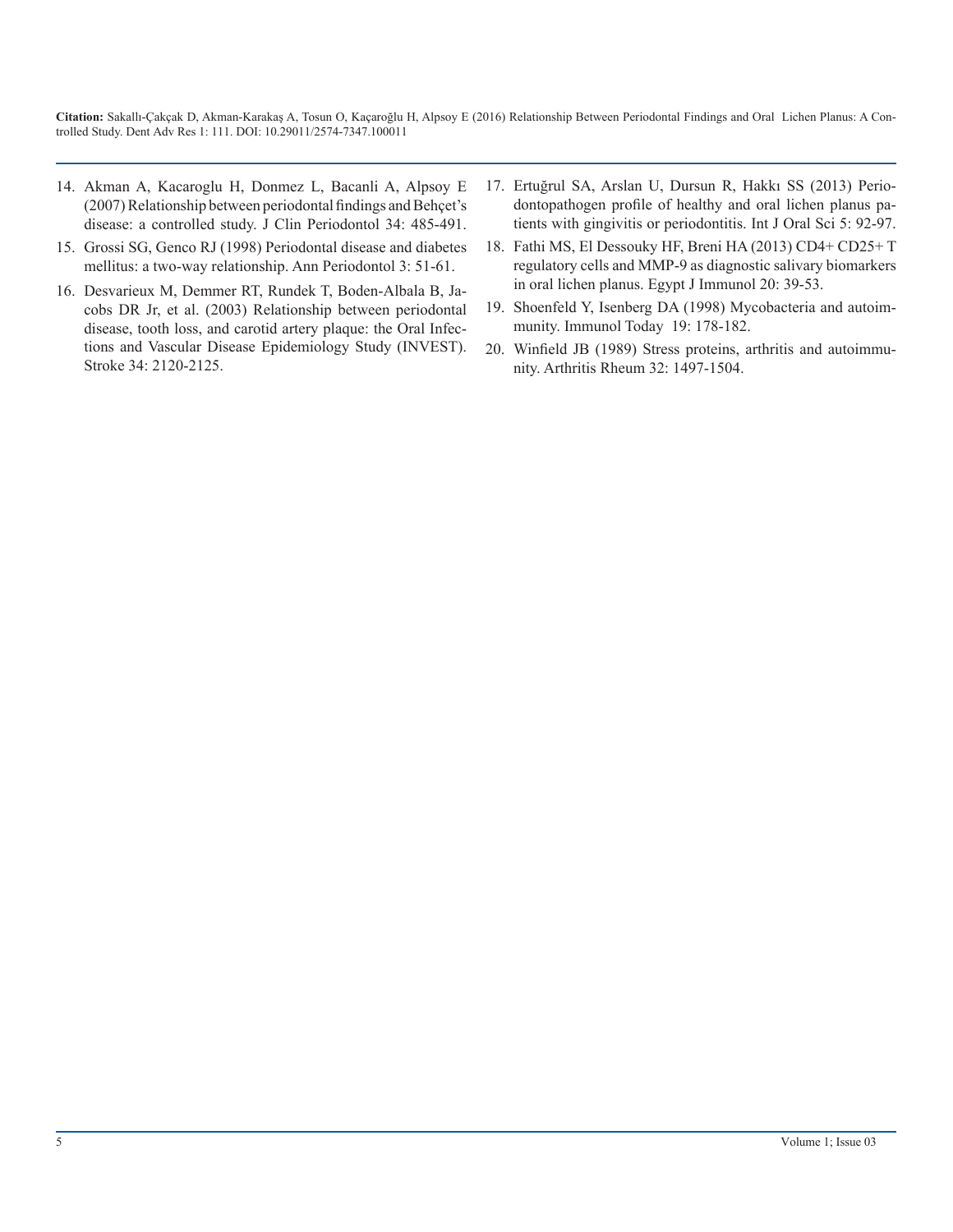14. Akman A, Kacaroglu H, Donmez L, Bacanli A, Alpsoy E (2007) Relationship between periodontal findings and Behçet's disease: a controlled study. J Clin Periodontol 34: 485-491.
15. Grossi SG, Genco RJ (1998) Periodontal disease and diabetes mellitus: a two-way relationship. Ann Periodontol 3: 51-61.
16. Desvarieux M, Demmer RT, Rundek T, Boden-Albala B, Jacobs DR Jr, et al. (2003) Relationship between periodontal disease, tooth loss, and carotid artery plaque: the Oral Infections and Vascular Disease Epidemiology Study (INVEST). Stroke 34: 2120-2125.
17. Ertuğrul SA, Arslan U, Dursun R, Hakkı SS (2013) Periodontopathogen profile of healthy and oral lichen planus patients with gingivitis or periodontitis. Int J Oral Sci 5: 92-97.
18. Fathi MS, El Dessouky HF, Breni HA (2013) CD4+ CD25+ T regulatory cells and MMP-9 as diagnostic salivary biomarkers in oral lichen planus. Egypt J Immunol 20: 39-53.
19. Shoenfeld Y, Isenberg DA (1998) Mycobacteria and autoimmunity. Immunol Today 19: 178-182.
20. Winfield JB (1989) Stress proteins, arthritis and autoimmunity. Arthritis Rheum 32: 1497-1504.